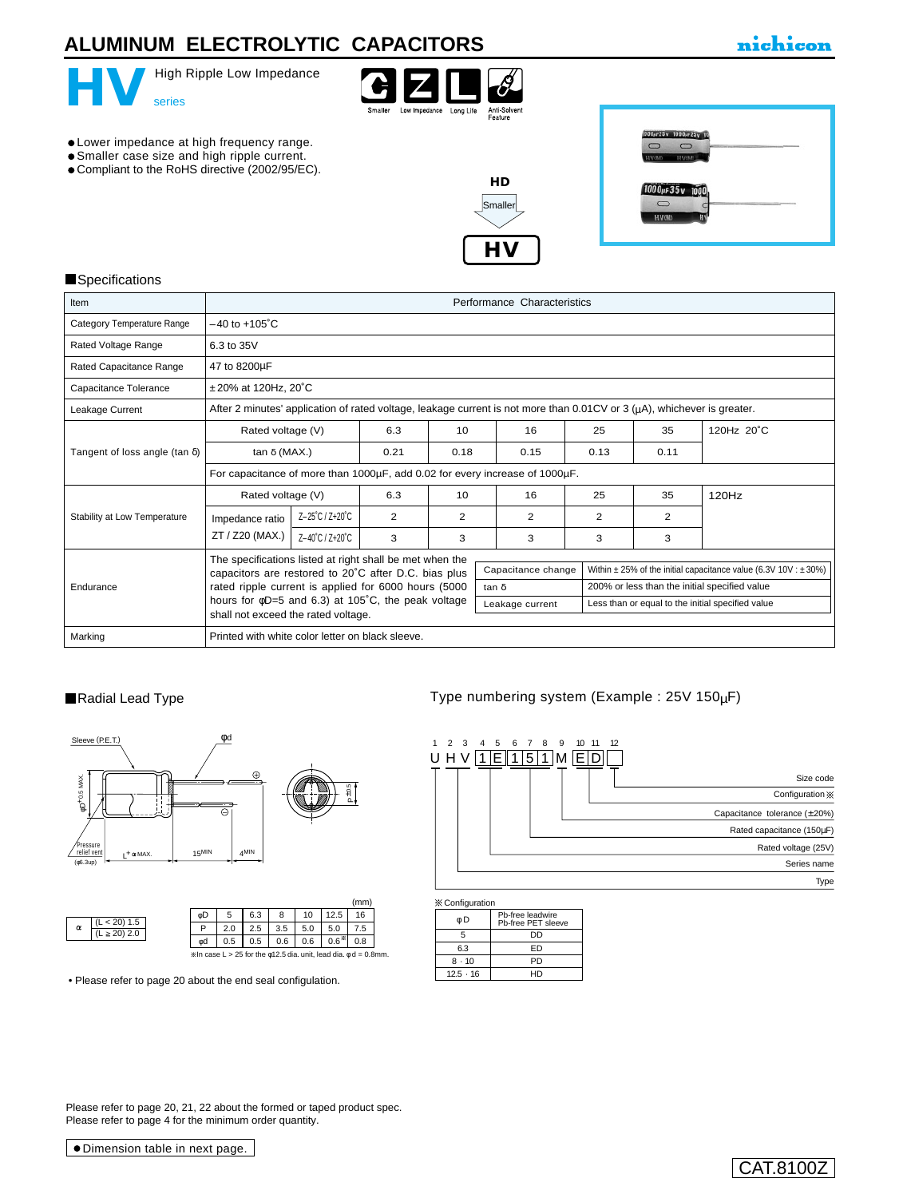# ALUMINUM ELECTROLYTIC CAPACITORS

nichicon

## HV series

High Ripple Low Impedance

Smaller / Low Impedance / Long Life / Anti-Solvent Feature

- Lower impedance at high frequency range.
- Smaller case size and high ripple current.
- Compliant to the RoHS directive (2002/95/EC).

HD → Smaller → HV

### Specifications

| Item | Performance Characteristics | | | | | | |
|---|---|---|---|---|---|---|---|
| Category Temperature Range | −40 to +105˚C | | | | | | |
| Rated Voltage Range | 6.3 to 35V | | | | | | |
| Rated Capacitance Range | 47 to 8200µF | | | | | | |
| Capacitance Tolerance | ±20% at 120Hz, 20˚C | | | | | | |
| Leakage Current | After 2 minutes' application of rated voltage, leakage current is not more than 0.01CV or 3 (µA), whichever is greater. | | | | | | |
| Tangent of loss angle (tan δ) | Rated voltage (V) | 6.3 | 10 | 16 | 25 | 35 | 120Hz 20˚C |
| | tan δ (MAX.) | 0.21 | 0.18 | 0.15 | 0.13 | 0.11 | |
| | For capacitance of more than 1000µF, add 0.02 for every increase of 1000µF. | | | | | | |
| Stability at Low Temperature | Rated voltage (V) | 6.3 | 10 | 16 | 25 | 35 | 120Hz |
| | Impedance ratio ZT / Z20 (MAX.) Z−25˚C / Z+20˚C | 2 | 2 | 2 | 2 | 2 | |
| | Impedance ratio ZT / Z20 (MAX.) Z−40˚C / Z+20˚C | 3 | 3 | 3 | 3 | 3 | |
| Endurance | The specifications listed at right shall be met when the capacitors are restored to 20˚C after D.C. bias plus rated ripple current is applied for 6000 hours (5000 hours for φD=5 and 6.3) at 105˚C, the peak voltage shall not exceed the rated voltage. | Capacitance change: Within ±25% of the initial capacitance value (6.3V 10V : ±30%) | tan δ: 200% or less than the initial specified value | Leakage current: Less than or equal to the initial specified value | | | |
| Marking | Printed with white color letter on black sleeve. | | | | | | |

### Radial Lead Type

Sleeve (P.E.T.), φd, φD+0.5 MAX., Pressure relief vent (φ6.3up), L+α MAX., 15MIN, 4MIN, P±0.5

| α | |
|---|---|
| (L < 20) | 1.5 |
| (L ≧ 20) | 2.0 |

(mm)

| φD | 5 | 6.3 | 8 | 10 | 12.5 | 16 |
|---|---|---|---|---|---|---|
| P | 2.0 | 2.5 | 3.5 | 5.0 | 5.0 | 7.5 |
| φd | 0.5 | 0.5 | 0.6 | 0.6 | 0.6※ | 0.8 |

※In case L > 25 for the φ12.5 dia. unit, lead dia. φd = 0.8mm.

• Please refer to page 20 about the end seal configulation.

### Type numbering system (Example : 25V 150µF)

| 1 | 2 | 3 | 4 | 5 | 6 | 7 | 8 | 9 | 10 | 11 | 12 |
|---|---|---|---|---|---|---|---|---|---|---|---|
| U | H | V | 1 | E | 1 | 5 | 1 | M | E | D | |

- 12: Size code
- 10–11: Configuration ※
- 9: Capacitance tolerance (±20%)
- 6–8: Rated capacitance (150µF)
- 4–5: Rated voltage (25V)
- 2–3: Series name
- 1: Type

※Configuration

| φD | Pb-free leadwire Pb-free PET sleeve |
|---|---|
| 5 | DD |
| 6.3 | ED |
| 8 · 10 | PD |
| 12.5 · 16 | HD |

Please refer to page 20, 21, 22 about the formed or taped product spec.
Please refer to page 4 for the minimum order quantity.

- Dimension table in next page.

CAT.8100Z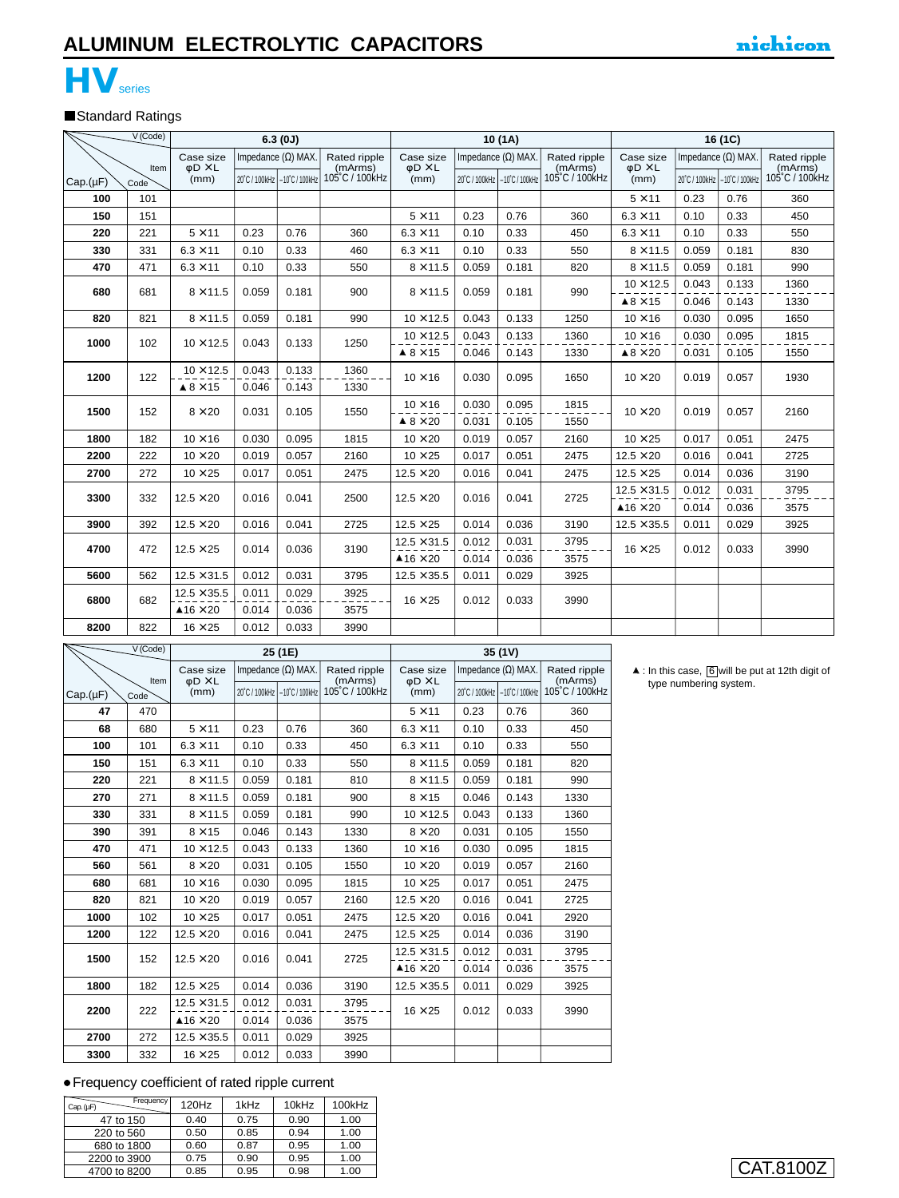# ALUMINUM ELECTROLYTIC CAPACITORS

# HV series

■Standard Ratings

| Cap.(μF) | Code | 6.3 (0J) Case size φD ×L (mm) | 6.3 (0J) Impedance (Ω) MAX. 20°C / 100kHz | 6.3 (0J) Impedance (Ω) MAX. −10°C / 100kHz | 6.3 (0J) Rated ripple (mArms) 105°C / 100kHz | 10 (1A) Case size φD ×L (mm) | 10 (1A) Impedance (Ω) MAX. 20°C / 100kHz | 10 (1A) Impedance (Ω) MAX. −10°C / 100kHz | 10 (1A) Rated ripple (mArms) 105°C / 100kHz | 16 (1C) Case size φD ×L (mm) | 16 (1C) Impedance (Ω) MAX. 20°C / 100kHz | 16 (1C) Impedance (Ω) MAX. −10°C / 100kHz | 16 (1C) Rated ripple (mArms) 105°C / 100kHz |
|---|---|---|---|---|---|---|---|---|---|---|---|---|---|
| 100 | 101 | | | | | | | | | 5 ×11 | 0.23 | 0.76 | 360 |
| 150 | 151 | | | | | 5 ×11 | 0.23 | 0.76 | 360 | 6.3 ×11 | 0.10 | 0.33 | 450 |
| 220 | 221 | 5 ×11 | 0.23 | 0.76 | 360 | 6.3 ×11 | 0.10 | 0.33 | 450 | 6.3 ×11 | 0.10 | 0.33 | 550 |
| 330 | 331 | 6.3 ×11 | 0.10 | 0.33 | 460 | 6.3 ×11 | 0.10 | 0.33 | 550 | 8 ×11.5 | 0.059 | 0.181 | 830 |
| 470 | 471 | 6.3 ×11 | 0.10 | 0.33 | 550 | 8 ×11.5 | 0.059 | 0.181 | 820 | 8 ×11.5 | 0.059 | 0.181 | 990 |
| 680 | 681 | 8 ×11.5 | 0.059 | 0.181 | 900 | 8 ×11.5 | 0.059 | 0.181 | 990 | 10 ×12.5 | 0.043 | 0.133 | 1360 |
| | | | | | | | | | | ▲8 ×15 | 0.046 | 0.143 | 1330 |
| 820 | 821 | 8 ×11.5 | 0.059 | 0.181 | 990 | 10 ×12.5 | 0.043 | 0.133 | 1250 | 10 ×16 | 0.030 | 0.095 | 1650 |
| 1000 | 102 | 10 ×12.5 | 0.043 | 0.133 | 1250 | 10 ×12.5 | 0.043 | 0.133 | 1360 | 10 ×16 | 0.030 | 0.095 | 1815 |
| | | | | | | ▲8 ×15 | 0.046 | 0.143 | 1330 | ▲8 ×20 | 0.031 | 0.105 | 1550 |
| 1200 | 122 | 10 ×12.5 | 0.043 | 0.133 | 1360 | 10 ×16 | 0.030 | 0.095 | 1650 | 10 ×20 | 0.019 | 0.057 | 1930 |
| | | ▲8 ×15 | 0.046 | 0.143 | 1330 | | | | | | | | |
| 1500 | 152 | 8 ×20 | 0.031 | 0.105 | 1550 | 10 ×16 | 0.030 | 0.095 | 1815 | 10 ×20 | 0.019 | 0.057 | 2160 |
| | | | | | | ▲8 ×20 | 0.031 | 0.105 | 1550 | | | | |
| 1800 | 182 | 10 ×16 | 0.030 | 0.095 | 1815 | 10 ×20 | 0.019 | 0.057 | 2160 | 10 ×25 | 0.017 | 0.051 | 2475 |
| 2200 | 222 | 10 ×20 | 0.019 | 0.057 | 2160 | 10 ×25 | 0.017 | 0.051 | 2475 | 12.5 ×20 | 0.016 | 0.041 | 2725 |
| 2700 | 272 | 10 ×25 | 0.017 | 0.051 | 2475 | 12.5 ×20 | 0.016 | 0.041 | 2475 | 12.5 ×25 | 0.014 | 0.036 | 3190 |
| 3300 | 332 | 12.5 ×20 | 0.016 | 0.041 | 2500 | 12.5 ×20 | 0.016 | 0.041 | 2725 | 12.5 ×31.5 | 0.012 | 0.031 | 3795 |
| | | | | | | | | | | ▲16 ×20 | 0.014 | 0.036 | 3575 |
| 3900 | 392 | 12.5 ×20 | 0.016 | 0.041 | 2725 | 12.5 ×25 | 0.014 | 0.036 | 3190 | 12.5 ×35.5 | 0.011 | 0.029 | 3925 |
| 4700 | 472 | 12.5 ×25 | 0.014 | 0.036 | 3190 | 12.5 ×31.5 | 0.012 | 0.031 | 3795 | 16 ×25 | 0.012 | 0.033 | 3990 |
| | | | | | | ▲16 ×20 | 0.014 | 0.036 | 3575 | | | | |
| 5600 | 562 | 12.5 ×31.5 | 0.012 | 0.031 | 3795 | 12.5 ×35.5 | 0.011 | 0.029 | 3925 | | | | |
| 6800 | 682 | 12.5 ×35.5 | 0.011 | 0.029 | 3925 | 16 ×25 | 0.012 | 0.033 | 3990 | | | | |
| | | ▲16 ×20 | 0.014 | 0.036 | 3575 | | | | | | | | |
| 8200 | 822 | 16 ×25 | 0.012 | 0.033 | 3990 | | | | | | | | |

| Cap.(μF) | Code | 25 (1E) Case size φD ×L (mm) | 25 (1E) Impedance (Ω) MAX. 20°C / 100kHz | 25 (1E) Impedance (Ω) MAX. −10°C / 100kHz | 25 (1E) Rated ripple (mArms) 105°C / 100kHz | 35 (1V) Case size φD ×L (mm) | 35 (1V) Impedance (Ω) MAX. 20°C / 100kHz | 35 (1V) Impedance (Ω) MAX. −10°C / 100kHz | 35 (1V) Rated ripple (mArms) 105°C / 100kHz |
|---|---|---|---|---|---|---|---|---|---|
| 47 | 470 | | | | | 5 ×11 | 0.23 | 0.76 | 360 |
| 68 | 680 | 5 ×11 | 0.23 | 0.76 | 360 | 6.3 ×11 | 0.10 | 0.33 | 450 |
| 100 | 101 | 6.3 ×11 | 0.10 | 0.33 | 450 | 6.3 ×11 | 0.10 | 0.33 | 550 |
| 150 | 151 | 6.3 ×11 | 0.10 | 0.33 | 550 | 8 ×11.5 | 0.059 | 0.181 | 820 |
| 220 | 221 | 8 ×11.5 | 0.059 | 0.181 | 810 | 8 ×11.5 | 0.059 | 0.181 | 990 |
| 270 | 271 | 8 ×11.5 | 0.059 | 0.181 | 900 | 8 ×15 | 0.046 | 0.143 | 1330 |
| 330 | 331 | 8 ×11.5 | 0.059 | 0.181 | 990 | 10 ×12.5 | 0.043 | 0.133 | 1360 |
| 390 | 391 | 8 ×15 | 0.046 | 0.143 | 1330 | 8 ×20 | 0.031 | 0.105 | 1550 |
| 470 | 471 | 10 ×12.5 | 0.043 | 0.133 | 1360 | 10 ×16 | 0.030 | 0.095 | 1815 |
| 560 | 561 | 8 ×20 | 0.031 | 0.105 | 1550 | 10 ×20 | 0.019 | 0.057 | 2160 |
| 680 | 681 | 10 ×16 | 0.030 | 0.095 | 1815 | 10 ×25 | 0.017 | 0.051 | 2475 |
| 820 | 821 | 10 ×20 | 0.019 | 0.057 | 2160 | 12.5 ×20 | 0.016 | 0.041 | 2725 |
| 1000 | 102 | 10 ×25 | 0.017 | 0.051 | 2475 | 12.5 ×20 | 0.016 | 0.041 | 2920 |
| 1200 | 122 | 12.5 ×20 | 0.016 | 0.041 | 2475 | 12.5 ×25 | 0.014 | 0.036 | 3190 |
| 1500 | 152 | 12.5 ×20 | 0.016 | 0.041 | 2725 | 12.5 ×31.5 | 0.012 | 0.031 | 3795 |
| | | | | | | ▲16 ×20 | 0.014 | 0.036 | 3575 |
| 1800 | 182 | 12.5 ×25 | 0.014 | 0.036 | 3190 | 12.5 ×35.5 | 0.011 | 0.029 | 3925 |
| 2200 | 222 | 12.5 ×31.5 | 0.012 | 0.031 | 3795 | 16 ×25 | 0.012 | 0.033 | 3990 |
| | | ▲16 ×20 | 0.014 | 0.036 | 3575 | | | | |
| 2700 | 272 | 12.5 ×35.5 | 0.011 | 0.029 | 3925 | | | | |
| 3300 | 332 | 16 ×25 | 0.012 | 0.033 | 3990 | | | | |

▲ : In this case, 6 will be put at 12th digit of type numbering system.

● Frequency coefficient of rated ripple current

| Cap.(μF) \ Frequency | 120Hz | 1kHz | 10kHz | 100kHz |
|---|---|---|---|---|
| 47 to 150 | 0.40 | 0.75 | 0.90 | 1.00 |
| 220 to 560 | 0.50 | 0.85 | 0.94 | 1.00 |
| 680 to 1800 | 0.60 | 0.87 | 0.95 | 1.00 |
| 2200 to 3900 | 0.75 | 0.90 | 0.95 | 1.00 |
| 4700 to 8200 | 0.85 | 0.95 | 0.98 | 1.00 |

CAT.8100Z